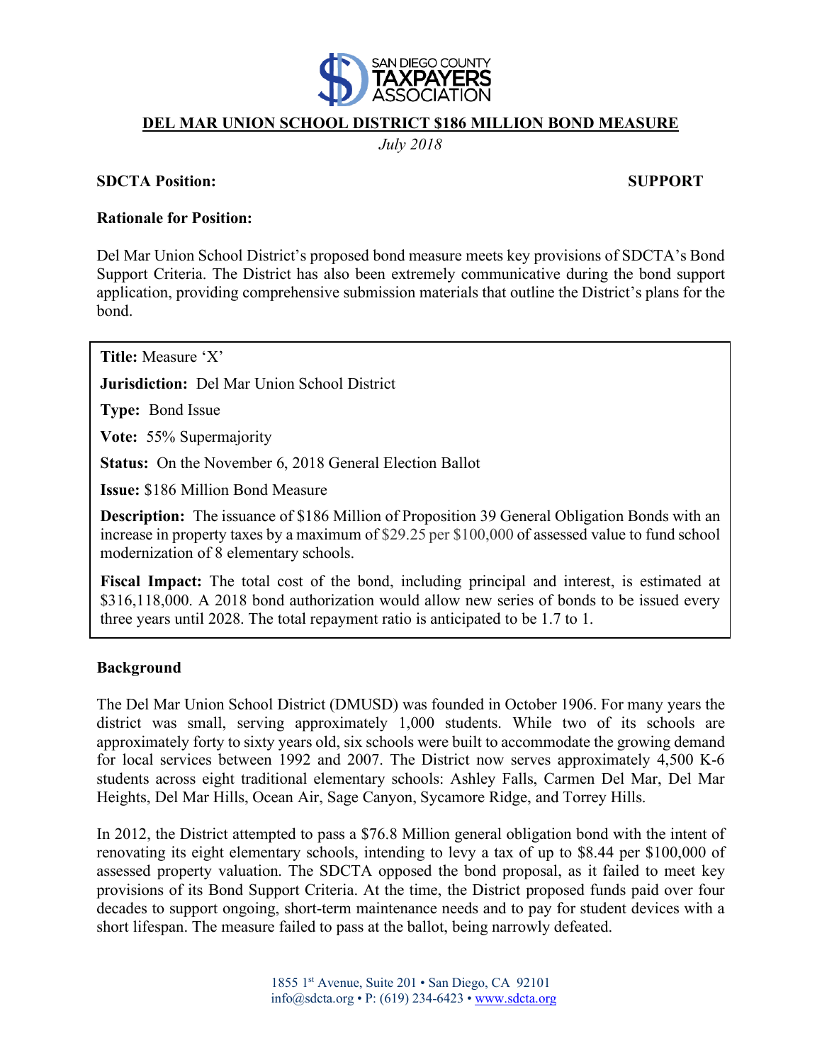# DEL MAR UNION SCHOOL DISTRICT $186 MILLION BOND MEASURE

*July 2018*

**SDCTA Position:** **SUPPORT**

**Rationale for Position:**

Del Mar Union School District's proposed bond measure meets key provisions of SDCTA's Bond Support Criteria. The District has also been extremely communicative during the bond support application, providing comprehensive submission materials that outline the District's plans for the bond.

**Title:** Measure 'X'

**Jurisdiction:** Del Mar Union School District

**Type:** Bond Issue

**Vote:** 55% Supermajority

**Status:** On the November 6, 2018 General Election Ballot

**Issue:** $186 Million Bond Measure

**Description:** The issuance of $186 Million of Proposition 39 General Obligation Bonds with an increase in property taxes by a maximum of $29.25 per $100,000 of assessed value to fund school modernization of 8 elementary schools.

**Fiscal Impact:** The total cost of the bond, including principal and interest, is estimated at $316,118,000. A 2018 bond authorization would allow new series of bonds to be issued every three years until 2028. The total repayment ratio is anticipated to be 1.7 to 1.

## Background

The Del Mar Union School District (DMUSD) was founded in October 1906. For many years the district was small, serving approximately 1,000 students. While two of its schools are approximately forty to sixty years old, six schools were built to accommodate the growing demand for local services between 1992 and 2007. The District now serves approximately 4,500 K-6 students across eight traditional elementary schools: Ashley Falls, Carmen Del Mar, Del Mar Heights, Del Mar Hills, Ocean Air, Sage Canyon, Sycamore Ridge, and Torrey Hills.

In 2012, the District attempted to pass a $76.8 Million general obligation bond with the intent of renovating its eight elementary schools, intending to levy a tax of up to $8.44 per $100,000 of assessed property valuation. The SDCTA opposed the bond proposal, as it failed to meet key provisions of its Bond Support Criteria. At the time, the District proposed funds paid over four decades to support ongoing, short-term maintenance needs and to pay for student devices with a short lifespan. The measure failed to pass at the ballot, being narrowly defeated.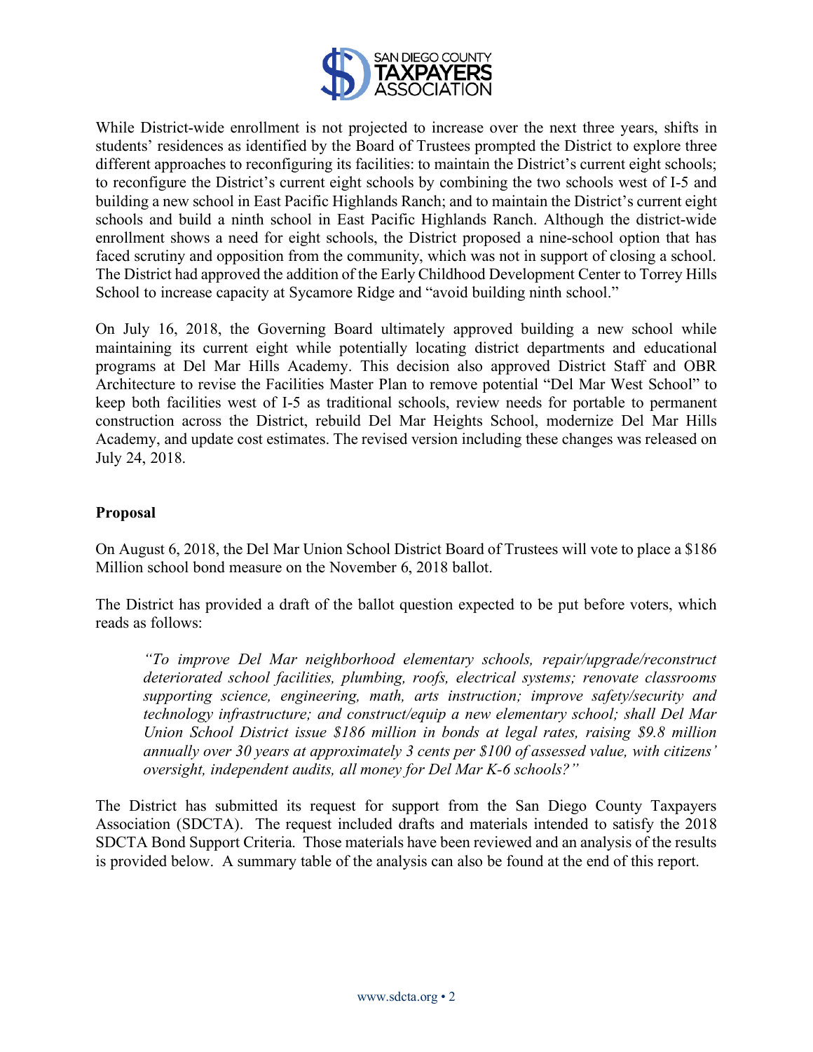While District-wide enrollment is not projected to increase over the next three years, shifts in students' residences as identified by the Board of Trustees prompted the District to explore three different approaches to reconfiguring its facilities: to maintain the District's current eight schools; to reconfigure the District's current eight schools by combining the two schools west of I-5 and building a new school in East Pacific Highlands Ranch; and to maintain the District's current eight schools and build a ninth school in East Pacific Highlands Ranch. Although the district-wide enrollment shows a need for eight schools, the District proposed a nine-school option that has faced scrutiny and opposition from the community, which was not in support of closing a school. The District had approved the addition of the Early Childhood Development Center to Torrey Hills School to increase capacity at Sycamore Ridge and "avoid building ninth school."

On July 16, 2018, the Governing Board ultimately approved building a new school while maintaining its current eight while potentially locating district departments and educational programs at Del Mar Hills Academy. This decision also approved District Staff and OBR Architecture to revise the Facilities Master Plan to remove potential "Del Mar West School" to keep both facilities west of I-5 as traditional schools, review needs for portable to permanent construction across the District, rebuild Del Mar Heights School, modernize Del Mar Hills Academy, and update cost estimates. The revised version including these changes was released on July 24, 2018.

**Proposal**

On August 6, 2018, the Del Mar Union School District Board of Trustees will vote to place a $186 Million school bond measure on the November 6, 2018 ballot.

The District has provided a draft of the ballot question expected to be put before voters, which reads as follows:

> *"To improve Del Mar neighborhood elementary schools, repair/upgrade/reconstruct deteriorated school facilities, plumbing, roofs, electrical systems; renovate classrooms supporting science, engineering, math, arts instruction; improve safety/security and technology infrastructure; and construct/equip a new elementary school; shall Del Mar Union School District issue $186 million in bonds at legal rates, raising $9.8 million annually over 30 years at approximately 3 cents per $100 of assessed value, with citizens' oversight, independent audits, all money for Del Mar K-6 schools?"*

The District has submitted its request for support from the San Diego County Taxpayers Association (SDCTA). The request included drafts and materials intended to satisfy the 2018 SDCTA Bond Support Criteria. Those materials have been reviewed and an analysis of the results is provided below. A summary table of the analysis can also be found at the end of this report.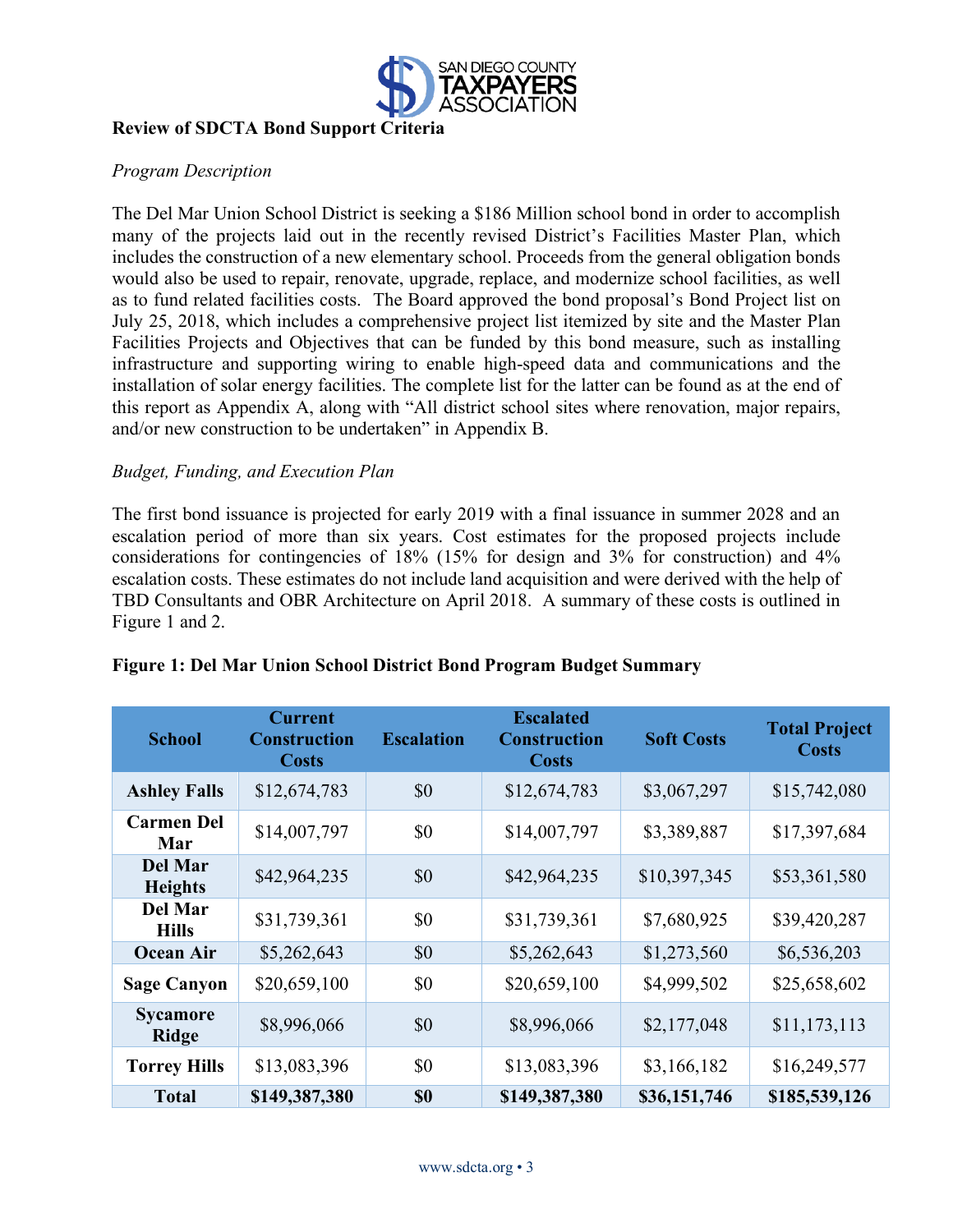**Review of SDCTA Bond Support Criteria**

*Program Description*

The Del Mar Union School District is seeking a $186 Million school bond in order to accomplish many of the projects laid out in the recently revised District's Facilities Master Plan, which includes the construction of a new elementary school. Proceeds from the general obligation bonds would also be used to repair, renovate, upgrade, replace, and modernize school facilities, as well as to fund related facilities costs. The Board approved the bond proposal's Bond Project list on July 25, 2018, which includes a comprehensive project list itemized by site and the Master Plan Facilities Projects and Objectives that can be funded by this bond measure, such as installing infrastructure and supporting wiring to enable high-speed data and communications and the installation of solar energy facilities. The complete list for the latter can be found as at the end of this report as Appendix A, along with "All district school sites where renovation, major repairs, and/or new construction to be undertaken" in Appendix B.

*Budget, Funding, and Execution Plan*

The first bond issuance is projected for early 2019 with a final issuance in summer 2028 and an escalation period of more than six years. Cost estimates for the proposed projects include considerations for contingencies of 18% (15% for design and 3% for construction) and 4% escalation costs. These estimates do not include land acquisition and were derived with the help of TBD Consultants and OBR Architecture on April 2018. A summary of these costs is outlined in Figure 1 and 2.

**Figure 1: Del Mar Union School District Bond Program Budget Summary**

| School | Current Construction Costs | Escalation | Escalated Construction Costs | Soft Costs | Total Project Costs |
|---|---|---|---|---|---|
| **Ashley Falls** | $12,674,783 | $0 | $12,674,783 | $3,067,297 | $15,742,080 |
| **Carmen Del Mar** | $14,007,797 | $0 | $14,007,797 | $3,389,887 | $17,397,684 |
| **Del Mar Heights** | $42,964,235 | $0 | $42,964,235 | $10,397,345 | $53,361,580 |
| **Del Mar Hills** | $31,739,361 | $0 | $31,739,361 | $7,680,925 | $39,420,287 |
| **Ocean Air** | $5,262,643 | $0 | $5,262,643 | $1,273,560 | $6,536,203 |
| **Sage Canyon** | $20,659,100 | $0 | $20,659,100 | $4,999,502 | $25,658,602 |
| **Sycamore Ridge** | $8,996,066 | $0 | $8,996,066 | $2,177,048 | $11,173,113 |
| **Torrey Hills** | $13,083,396 | $0 | $13,083,396 | $3,166,182 | $16,249,577 |
| **Total** | **$149,387,380** | **$0** | **$149,387,380** | **$36,151,746** | **$185,539,126** |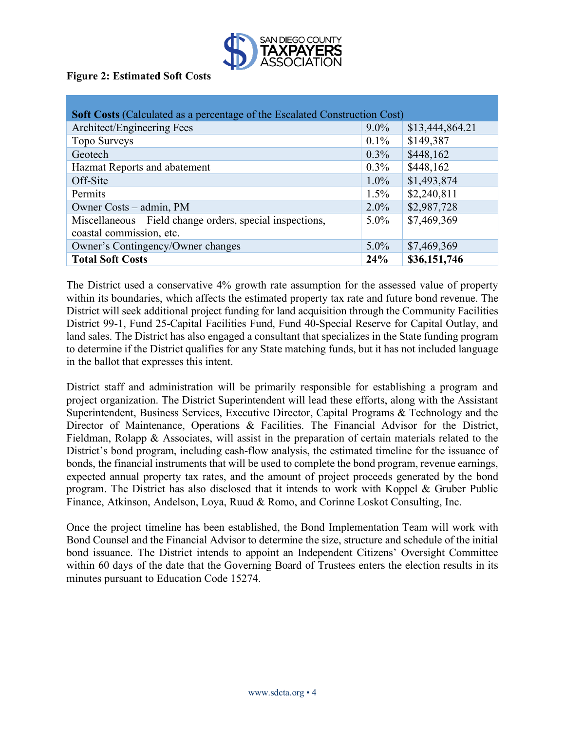**Figure 2: Estimated Soft Costs**

| **Soft Costs** (Calculated as a percentage of the Escalated Construction Cost) | | |
|---|---|---|
| Architect/Engineering Fees | 9.0% | $13,444,864.21 |
| Topo Surveys | 0.1% | $149,387 |
| Geotech | 0.3% | $448,162 |
| Hazmat Reports and abatement | 0.3% | $448,162 |
| Off-Site | 1.0% | $1,493,874 |
| Permits | 1.5% | $2,240,811 |
| Owner Costs – admin, PM | 2.0% | $2,987,728 |
| Miscellaneous – Field change orders, special inspections, coastal commission, etc. | 5.0% | $7,469,369 |
| Owner's Contingency/Owner changes | 5.0% | $7,469,369 |
| **Total Soft Costs** | **24%** | **$36,151,746** |

The District used a conservative 4% growth rate assumption for the assessed value of property within its boundaries, which affects the estimated property tax rate and future bond revenue. The District will seek additional project funding for land acquisition through the Community Facilities District 99-1, Fund 25-Capital Facilities Fund, Fund 40-Special Reserve for Capital Outlay, and land sales. The District has also engaged a consultant that specializes in the State funding program to determine if the District qualifies for any State matching funds, but it has not included language in the ballot that expresses this intent.

District staff and administration will be primarily responsible for establishing a program and project organization. The District Superintendent will lead these efforts, along with the Assistant Superintendent, Business Services, Executive Director, Capital Programs & Technology and the Director of Maintenance, Operations & Facilities. The Financial Advisor for the District, Fieldman, Rolapp & Associates, will assist in the preparation of certain materials related to the District's bond program, including cash-flow analysis, the estimated timeline for the issuance of bonds, the financial instruments that will be used to complete the bond program, revenue earnings, expected annual property tax rates, and the amount of project proceeds generated by the bond program. The District has also disclosed that it intends to work with Koppel & Gruber Public Finance, Atkinson, Andelson, Loya, Ruud & Romo, and Corinne Loskot Consulting, Inc.

Once the project timeline has been established, the Bond Implementation Team will work with Bond Counsel and the Financial Advisor to determine the size, structure and schedule of the initial bond issuance. The District intends to appoint an Independent Citizens' Oversight Committee within 60 days of the date that the Governing Board of Trustees enters the election results in its minutes pursuant to Education Code 15274.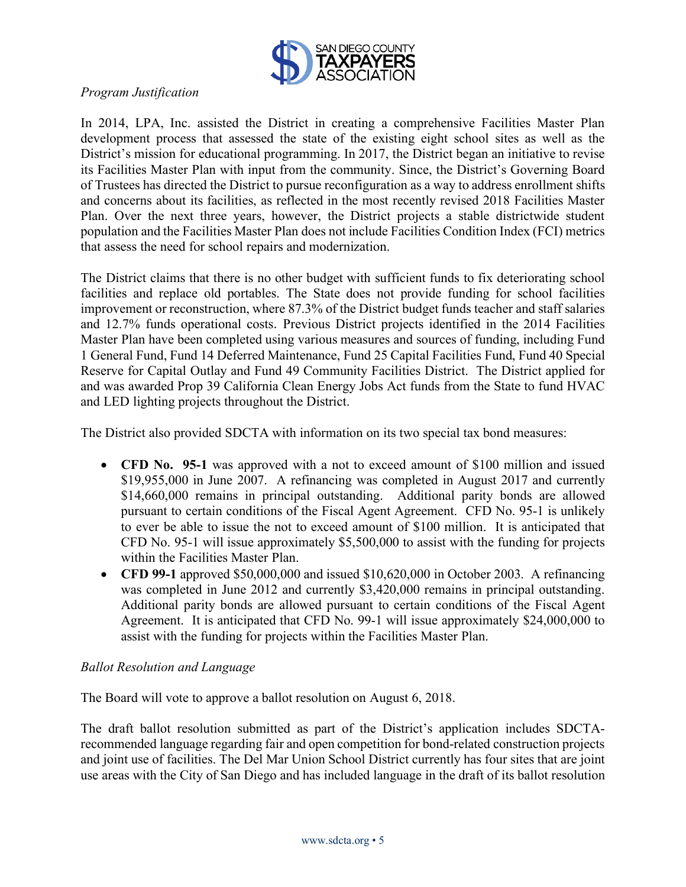*Program Justification*

In 2014, LPA, Inc. assisted the District in creating a comprehensive Facilities Master Plan development process that assessed the state of the existing eight school sites as well as the District's mission for educational programming. In 2017, the District began an initiative to revise its Facilities Master Plan with input from the community. Since, the District's Governing Board of Trustees has directed the District to pursue reconfiguration as a way to address enrollment shifts and concerns about its facilities, as reflected in the most recently revised 2018 Facilities Master Plan. Over the next three years, however, the District projects a stable districtwide student population and the Facilities Master Plan does not include Facilities Condition Index (FCI) metrics that assess the need for school repairs and modernization.

The District claims that there is no other budget with sufficient funds to fix deteriorating school facilities and replace old portables. The State does not provide funding for school facilities improvement or reconstruction, where 87.3% of the District budget funds teacher and staff salaries and 12.7% funds operational costs. Previous District projects identified in the 2014 Facilities Master Plan have been completed using various measures and sources of funding, including Fund 1 General Fund, Fund 14 Deferred Maintenance, Fund 25 Capital Facilities Fund, Fund 40 Special Reserve for Capital Outlay and Fund 49 Community Facilities District. The District applied for and was awarded Prop 39 California Clean Energy Jobs Act funds from the State to fund HVAC and LED lighting projects throughout the District.

The District also provided SDCTA with information on its two special tax bond measures:

- **CFD No. 95-1** was approved with a not to exceed amount of $100 million and issued $19,955,000 in June 2007. A refinancing was completed in August 2017 and currently $14,660,000 remains in principal outstanding. Additional parity bonds are allowed pursuant to certain conditions of the Fiscal Agent Agreement. CFD No. 95-1 is unlikely to ever be able to issue the not to exceed amount of $100 million. It is anticipated that CFD No. 95-1 will issue approximately $5,500,000 to assist with the funding for projects within the Facilities Master Plan.
- **CFD 99-1** approved $50,000,000 and issued $10,620,000 in October 2003. A refinancing was completed in June 2012 and currently $3,420,000 remains in principal outstanding. Additional parity bonds are allowed pursuant to certain conditions of the Fiscal Agent Agreement. It is anticipated that CFD No. 99-1 will issue approximately $24,000,000 to assist with the funding for projects within the Facilities Master Plan.

*Ballot Resolution and Language*

The Board will vote to approve a ballot resolution on August 6, 2018.

The draft ballot resolution submitted as part of the District's application includes SDCTA-recommended language regarding fair and open competition for bond-related construction projects and joint use of facilities. The Del Mar Union School District currently has four sites that are joint use areas with the City of San Diego and has included language in the draft of its ballot resolution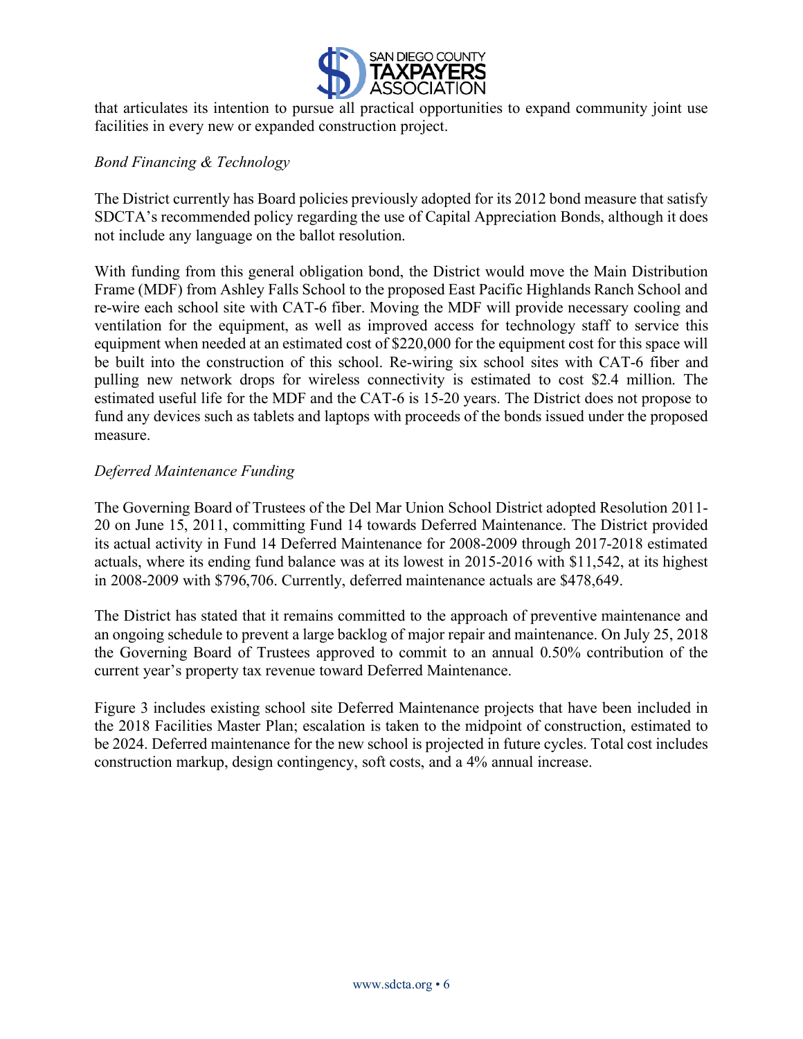that articulates its intention to pursue all practical opportunities to expand community joint use facilities in every new or expanded construction project.

*Bond Financing & Technology*

The District currently has Board policies previously adopted for its 2012 bond measure that satisfy SDCTA's recommended policy regarding the use of Capital Appreciation Bonds, although it does not include any language on the ballot resolution.

With funding from this general obligation bond, the District would move the Main Distribution Frame (MDF) from Ashley Falls School to the proposed East Pacific Highlands Ranch School and re-wire each school site with CAT-6 fiber. Moving the MDF will provide necessary cooling and ventilation for the equipment, as well as improved access for technology staff to service this equipment when needed at an estimated cost of $220,000 for the equipment cost for this space will be built into the construction of this school. Re-wiring six school sites with CAT-6 fiber and pulling new network drops for wireless connectivity is estimated to cost $2.4 million. The estimated useful life for the MDF and the CAT-6 is 15-20 years. The District does not propose to fund any devices such as tablets and laptops with proceeds of the bonds issued under the proposed measure.

*Deferred Maintenance Funding*

The Governing Board of Trustees of the Del Mar Union School District adopted Resolution 2011-20 on June 15, 2011, committing Fund 14 towards Deferred Maintenance. The District provided its actual activity in Fund 14 Deferred Maintenance for 2008-2009 through 2017-2018 estimated actuals, where its ending fund balance was at its lowest in 2015-2016 with $11,542, at its highest in 2008-2009 with $796,706. Currently, deferred maintenance actuals are $478,649.

The District has stated that it remains committed to the approach of preventive maintenance and an ongoing schedule to prevent a large backlog of major repair and maintenance. On July 25, 2018 the Governing Board of Trustees approved to commit to an annual 0.50% contribution of the current year's property tax revenue toward Deferred Maintenance.

Figure 3 includes existing school site Deferred Maintenance projects that have been included in the 2018 Facilities Master Plan; escalation is taken to the midpoint of construction, estimated to be 2024. Deferred maintenance for the new school is projected in future cycles. Total cost includes construction markup, design contingency, soft costs, and a 4% annual increase.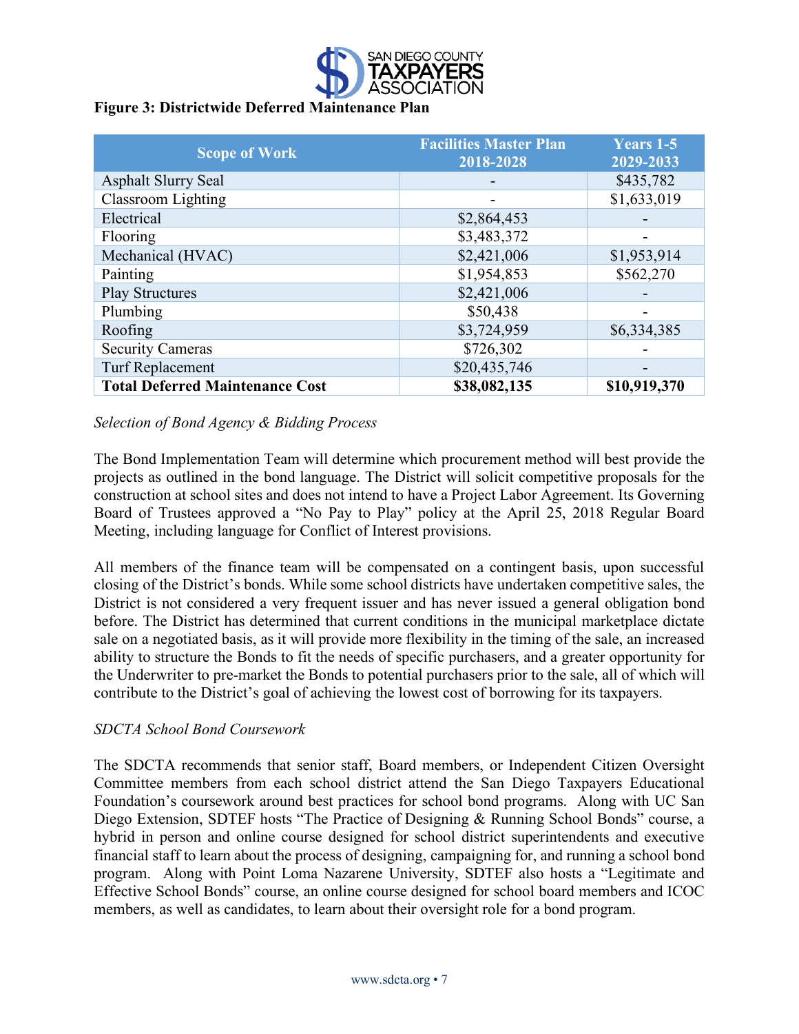**Figure 3: Districtwide Deferred Maintenance Plan**

| Scope of Work | Facilities Master Plan 2018-2028 | Years 1-5 2029-2033 |
|---|---|---|
| Asphalt Slurry Seal | - | $435,782 |
| Classroom Lighting | - | $1,633,019 |
| Electrical | $2,864,453 | - |
| Flooring | $3,483,372 | - |
| Mechanical (HVAC) | $2,421,006 | $1,953,914 |
| Painting | $1,954,853 | $562,270 |
| Play Structures | $2,421,006 | - |
| Plumbing | $50,438 | - |
| Roofing | $3,724,959 | $6,334,385 |
| Security Cameras | $726,302 | - |
| Turf Replacement | $20,435,746 | - |
| **Total Deferred Maintenance Cost** | **$38,082,135** | **$10,919,370** |

*Selection of Bond Agency & Bidding Process*

The Bond Implementation Team will determine which procurement method will best provide the projects as outlined in the bond language. The District will solicit competitive proposals for the construction at school sites and does not intend to have a Project Labor Agreement. Its Governing Board of Trustees approved a "No Pay to Play" policy at the April 25, 2018 Regular Board Meeting, including language for Conflict of Interest provisions.

All members of the finance team will be compensated on a contingent basis, upon successful closing of the District's bonds. While some school districts have undertaken competitive sales, the District is not considered a very frequent issuer and has never issued a general obligation bond before. The District has determined that current conditions in the municipal marketplace dictate sale on a negotiated basis, as it will provide more flexibility in the timing of the sale, an increased ability to structure the Bonds to fit the needs of specific purchasers, and a greater opportunity for the Underwriter to pre-market the Bonds to potential purchasers prior to the sale, all of which will contribute to the District's goal of achieving the lowest cost of borrowing for its taxpayers.

*SDCTA School Bond Coursework*

The SDCTA recommends that senior staff, Board members, or Independent Citizen Oversight Committee members from each school district attend the San Diego Taxpayers Educational Foundation's coursework around best practices for school bond programs. Along with UC San Diego Extension, SDTEF hosts "The Practice of Designing & Running School Bonds" course, a hybrid in person and online course designed for school district superintendents and executive financial staff to learn about the process of designing, campaigning for, and running a school bond program. Along with Point Loma Nazarene University, SDTEF also hosts a "Legitimate and Effective School Bonds" course, an online course designed for school board members and ICOC members, as well as candidates, to learn about their oversight role for a bond program.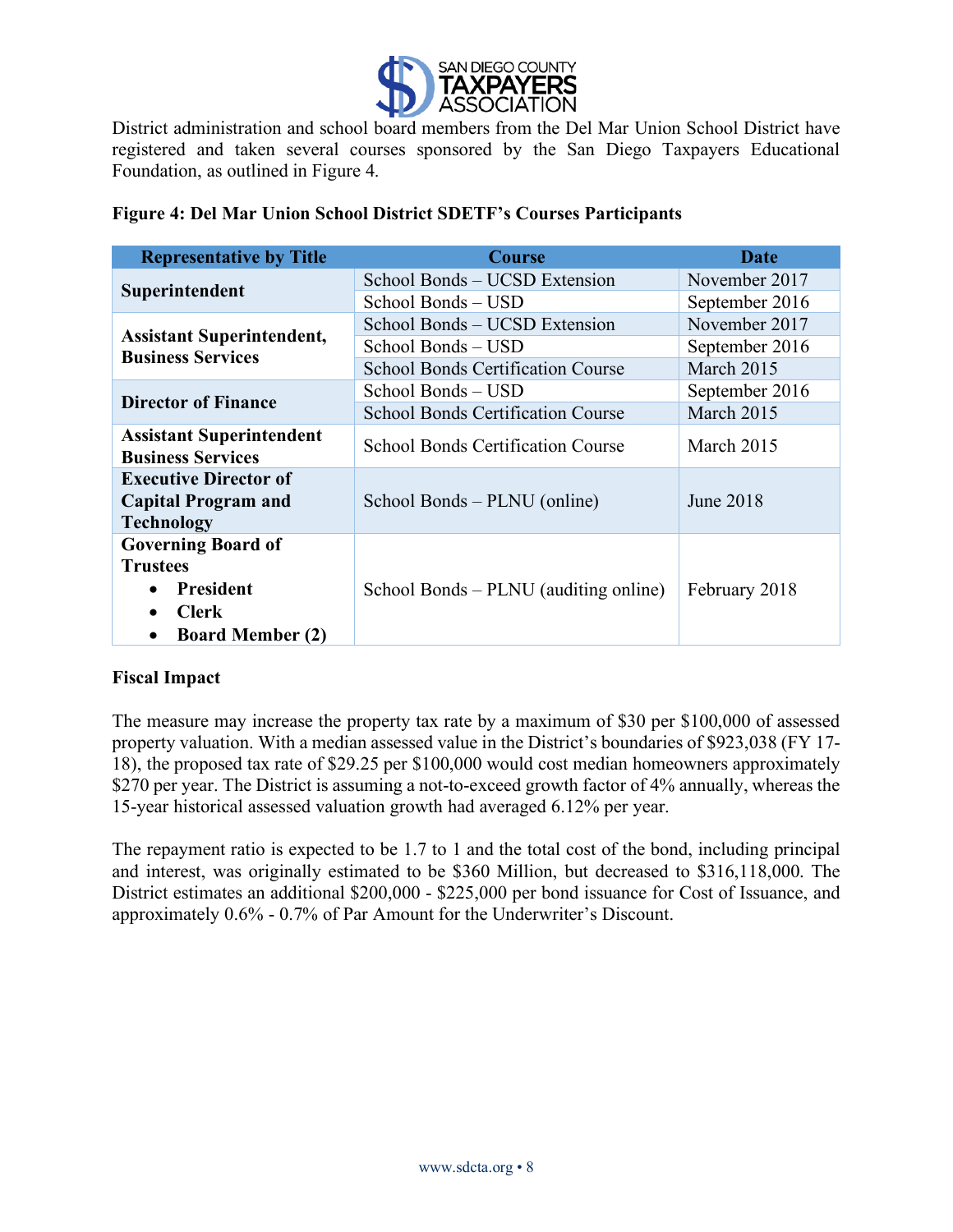District administration and school board members from the Del Mar Union School District have registered and taken several courses sponsored by the San Diego Taxpayers Educational Foundation, as outlined in Figure 4.

**Figure 4: Del Mar Union School District SDETF's Courses Participants**

| Representative by Title | Course | Date |
|---|---|---|
| **Superintendent** | School Bonds – UCSD Extension | November 2017 |
| | School Bonds – USD | September 2016 |
| **Assistant Superintendent, Business Services** | School Bonds – UCSD Extension | November 2017 |
| | School Bonds – USD | September 2016 |
| | School Bonds Certification Course | March 2015 |
| **Director of Finance** | School Bonds – USD | September 2016 |
| | School Bonds Certification Course | March 2015 |
| **Assistant Superintendent Business Services** | School Bonds Certification Course | March 2015 |
| **Executive Director of Capital Program and Technology** | School Bonds – PLNU (online) | June 2018 |
| **Governing Board of Trustees** • **President** • **Clerk** • **Board Member (2)** | School Bonds – PLNU (auditing online) | February 2018 |

**Fiscal Impact**

The measure may increase the property tax rate by a maximum of $30 per $100,000 of assessed property valuation. With a median assessed value in the District's boundaries of $923,038 (FY 17-18), the proposed tax rate of $29.25 per $100,000 would cost median homeowners approximately $270 per year. The District is assuming a not-to-exceed growth factor of 4% annually, whereas the 15-year historical assessed valuation growth had averaged 6.12% per year.

The repayment ratio is expected to be 1.7 to 1 and the total cost of the bond, including principal and interest, was originally estimated to be $360 Million, but decreased to $316,118,000. The District estimates an additional $200,000 - $225,000 per bond issuance for Cost of Issuance, and approximately 0.6% - 0.7% of Par Amount for the Underwriter's Discount.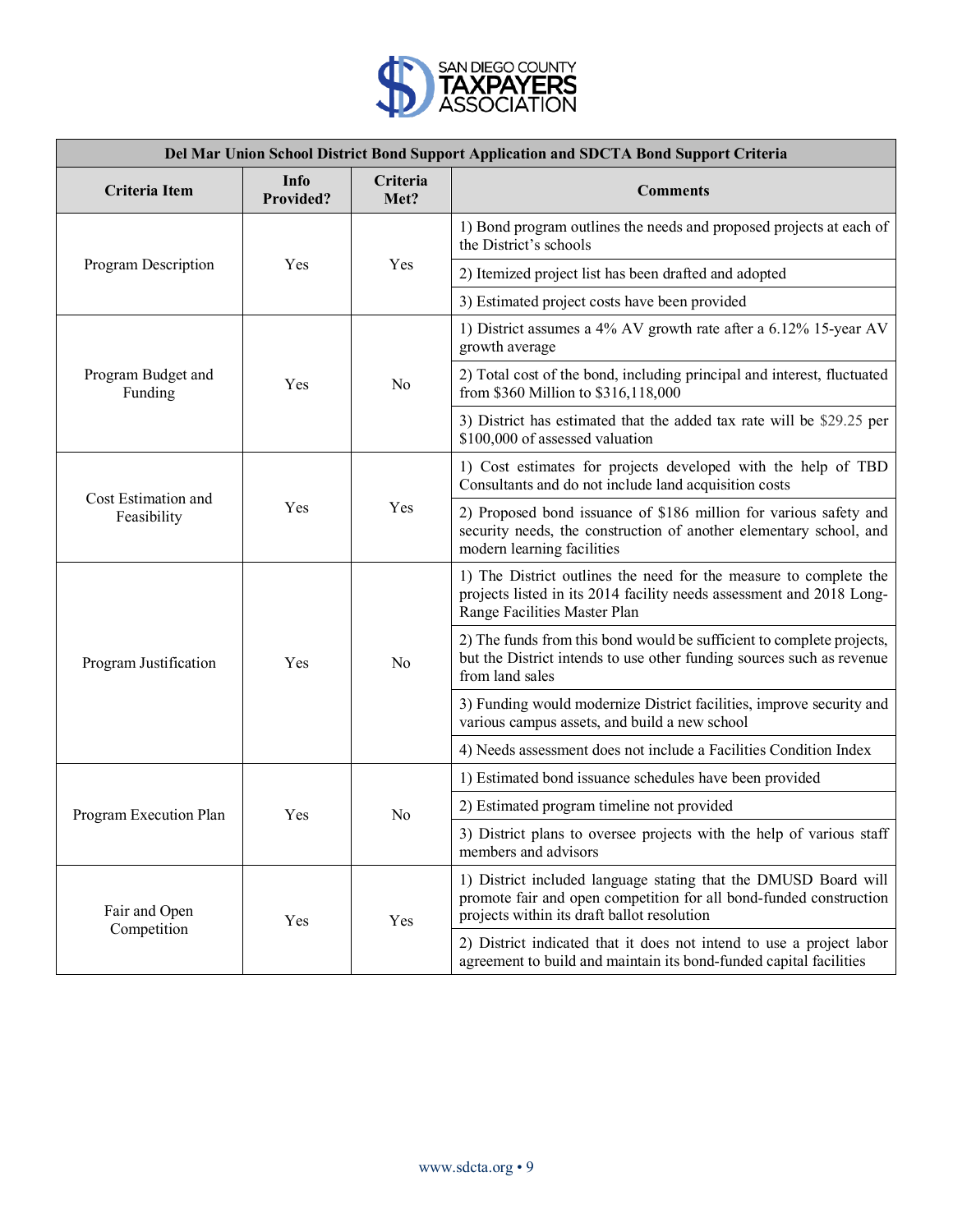| Del Mar Union School District Bond Support Application and SDCTA Bond Support Criteria | | | |
|---|---|---|---|
| **Criteria Item** | **Info Provided?** | **Criteria Met?** | **Comments** |
| Program Description | Yes | Yes | 1) Bond program outlines the needs and proposed projects at each of the District's schools |
| | | | 2) Itemized project list has been drafted and adopted |
| | | | 3) Estimated project costs have been provided |
| Program Budget and Funding | Yes | No | 1) District assumes a 4% AV growth rate after a 6.12% 15-year AV growth average |
| | | | 2) Total cost of the bond, including principal and interest, fluctuated from $360 Million to $316,118,000 |
| | | | 3) District has estimated that the added tax rate will be $29.25 per $100,000 of assessed valuation |
| Cost Estimation and Feasibility | Yes | Yes | 1) Cost estimates for projects developed with the help of TBD Consultants and do not include land acquisition costs |
| | | | 2) Proposed bond issuance of $186 million for various safety and security needs, the construction of another elementary school, and modern learning facilities |
| Program Justification | Yes | No | 1) The District outlines the need for the measure to complete the projects listed in its 2014 facility needs assessment and 2018 Long-Range Facilities Master Plan |
| | | | 2) The funds from this bond would be sufficient to complete projects, but the District intends to use other funding sources such as revenue from land sales |
| | | | 3) Funding would modernize District facilities, improve security and various campus assets, and build a new school |
| | | | 4) Needs assessment does not include a Facilities Condition Index |
| Program Execution Plan | Yes | No | 1) Estimated bond issuance schedules have been provided |
| | | | 2) Estimated program timeline not provided |
| | | | 3) District plans to oversee projects with the help of various staff members and advisors |
| Fair and Open Competition | Yes | Yes | 1) District included language stating that the DMUSD Board will promote fair and open competition for all bond-funded construction projects within its draft ballot resolution |
| | | | 2) District indicated that it does not intend to use a project labor agreement to build and maintain its bond-funded capital facilities |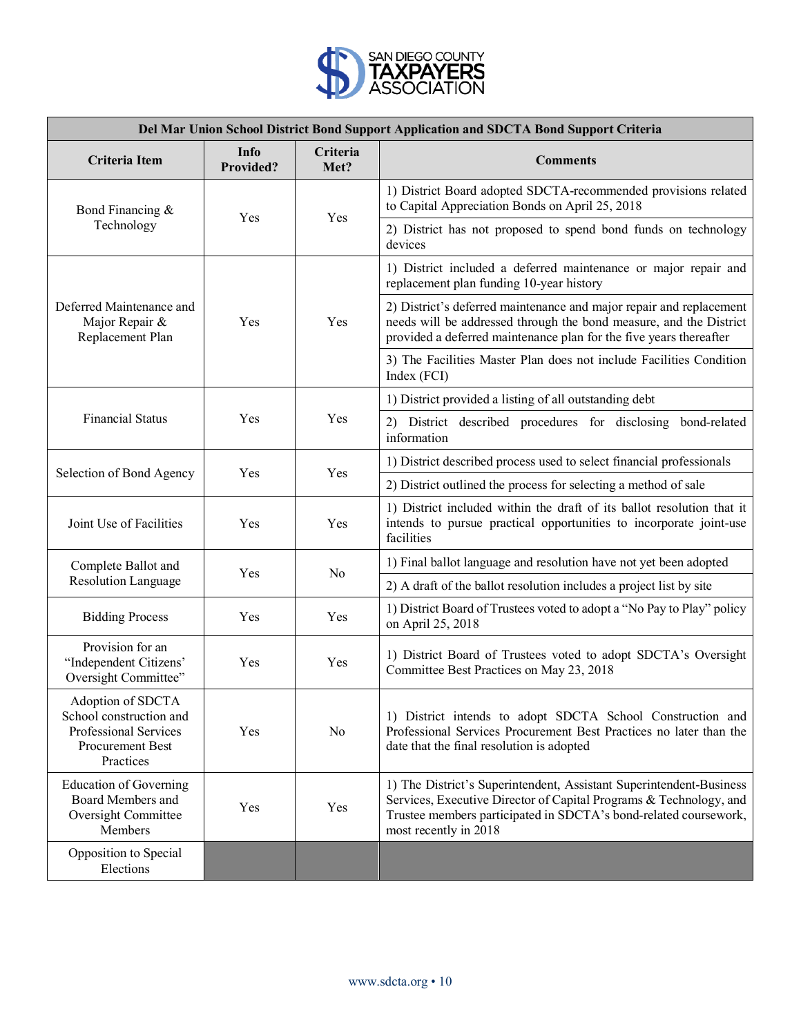| Del Mar Union School District Bond Support Application and SDCTA Bond Support Criteria | | | |
|---|---|---|---|
| **Criteria Item** | **Info Provided?** | **Criteria Met?** | **Comments** |
| Bond Financing & Technology | Yes | Yes | 1) District Board adopted SDCTA-recommended provisions related to Capital Appreciation Bonds on April 25, 2018 |
| | | | 2) District has not proposed to spend bond funds on technology devices |
| Deferred Maintenance and Major Repair & Replacement Plan | Yes | Yes | 1) District included a deferred maintenance or major repair and replacement plan funding 10-year history |
| | | | 2) District's deferred maintenance and major repair and replacement needs will be addressed through the bond measure, and the District provided a deferred maintenance plan for the five years thereafter |
| | | | 3) The Facilities Master Plan does not include Facilities Condition Index (FCI) |
| Financial Status | Yes | Yes | 1) District provided a listing of all outstanding debt |
| | | | 2) District described procedures for disclosing bond-related information |
| Selection of Bond Agency | Yes | Yes | 1) District described process used to select financial professionals |
| | | | 2) District outlined the process for selecting a method of sale |
| Joint Use of Facilities | Yes | Yes | 1) District included within the draft of its ballot resolution that it intends to pursue practical opportunities to incorporate joint-use facilities |
| Complete Ballot and Resolution Language | Yes | No | 1) Final ballot language and resolution have not yet been adopted |
| | | | 2) A draft of the ballot resolution includes a project list by site |
| Bidding Process | Yes | Yes | 1) District Board of Trustees voted to adopt a "No Pay to Play" policy on April 25, 2018 |
| Provision for an "Independent Citizens' Oversight Committee" | Yes | Yes | 1) District Board of Trustees voted to adopt SDCTA's Oversight Committee Best Practices on May 23, 2018 |
| Adoption of SDCTA School construction and Professional Services Procurement Best Practices | Yes | No | 1) District intends to adopt SDCTA School Construction and Professional Services Procurement Best Practices no later than the date that the final resolution is adopted |
| Education of Governing Board Members and Oversight Committee Members | Yes | Yes | 1) The District's Superintendent, Assistant Superintendent-Business Services, Executive Director of Capital Programs & Technology, and Trustee members participated in SDCTA's bond-related coursework, most recently in 2018 |
| Opposition to Special Elections | | | |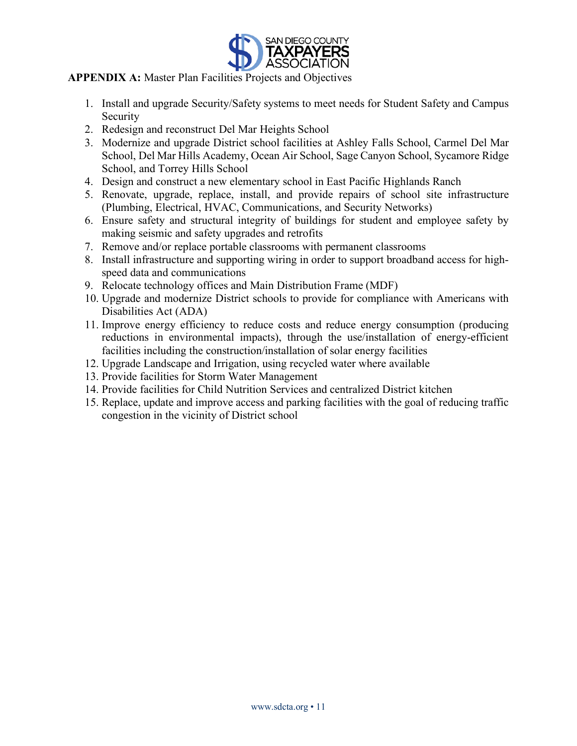**APPENDIX A:** Master Plan Facilities Projects and Objectives

1. Install and upgrade Security/Safety systems to meet needs for Student Safety and Campus Security
2. Redesign and reconstruct Del Mar Heights School
3. Modernize and upgrade District school facilities at Ashley Falls School, Carmel Del Mar School, Del Mar Hills Academy, Ocean Air School, Sage Canyon School, Sycamore Ridge School, and Torrey Hills School
4. Design and construct a new elementary school in East Pacific Highlands Ranch
5. Renovate, upgrade, replace, install, and provide repairs of school site infrastructure (Plumbing, Electrical, HVAC, Communications, and Security Networks)
6. Ensure safety and structural integrity of buildings for student and employee safety by making seismic and safety upgrades and retrofits
7. Remove and/or replace portable classrooms with permanent classrooms
8. Install infrastructure and supporting wiring in order to support broadband access for high-speed data and communications
9. Relocate technology offices and Main Distribution Frame (MDF)
10. Upgrade and modernize District schools to provide for compliance with Americans with Disabilities Act (ADA)
11. Improve energy efficiency to reduce costs and reduce energy consumption (producing reductions in environmental impacts), through the use/installation of energy-efficient facilities including the construction/installation of solar energy facilities
12. Upgrade Landscape and Irrigation, using recycled water where available
13. Provide facilities for Storm Water Management
14. Provide facilities for Child Nutrition Services and centralized District kitchen
15. Replace, update and improve access and parking facilities with the goal of reducing traffic congestion in the vicinity of District school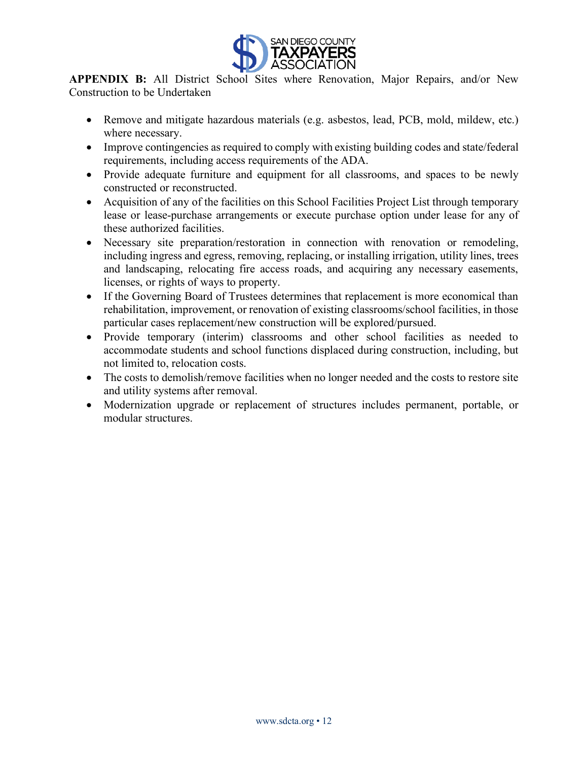**APPENDIX B:** All District School Sites where Renovation, Major Repairs, and/or New Construction to be Undertaken

- Remove and mitigate hazardous materials (e.g. asbestos, lead, PCB, mold, mildew, etc.) where necessary.
- Improve contingencies as required to comply with existing building codes and state/federal requirements, including access requirements of the ADA.
- Provide adequate furniture and equipment for all classrooms, and spaces to be newly constructed or reconstructed.
- Acquisition of any of the facilities on this School Facilities Project List through temporary lease or lease-purchase arrangements or execute purchase option under lease for any of these authorized facilities.
- Necessary site preparation/restoration in connection with renovation or remodeling, including ingress and egress, removing, replacing, or installing irrigation, utility lines, trees and landscaping, relocating fire access roads, and acquiring any necessary easements, licenses, or rights of ways to property.
- If the Governing Board of Trustees determines that replacement is more economical than rehabilitation, improvement, or renovation of existing classrooms/school facilities, in those particular cases replacement/new construction will be explored/pursued.
- Provide temporary (interim) classrooms and other school facilities as needed to accommodate students and school functions displaced during construction, including, but not limited to, relocation costs.
- The costs to demolish/remove facilities when no longer needed and the costs to restore site and utility systems after removal.
- Modernization upgrade or replacement of structures includes permanent, portable, or modular structures.